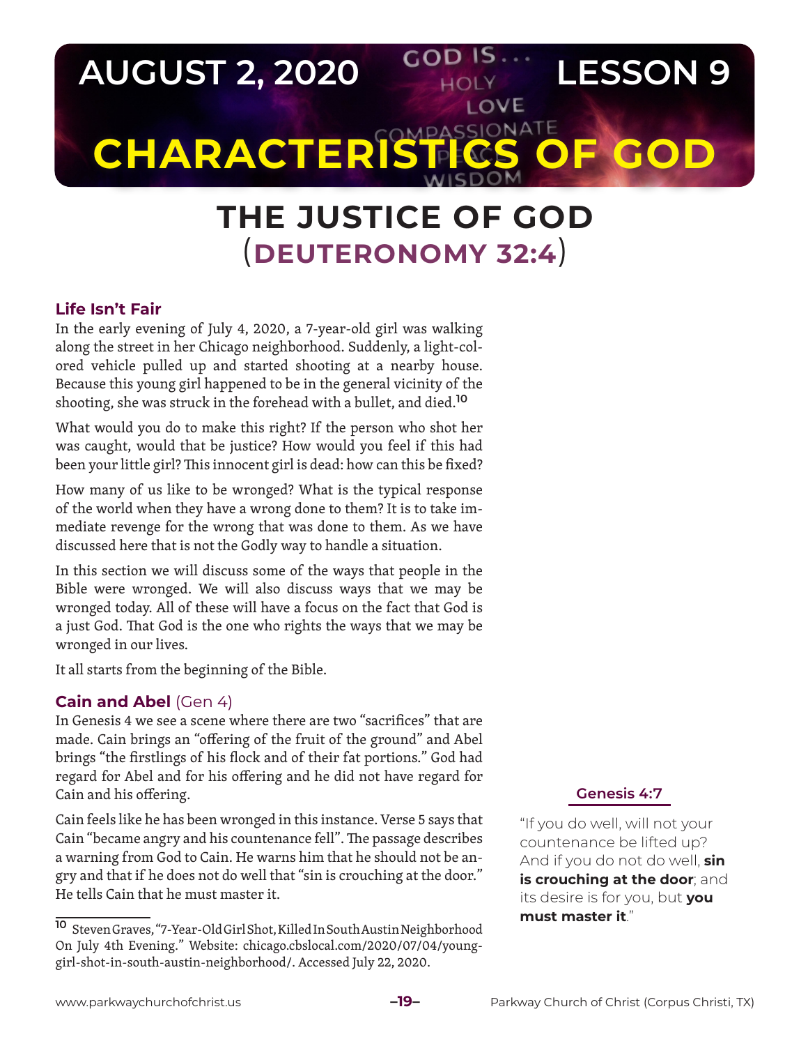# AUGUST 2, 2020 — LESSON 9

# CHARACTERISTICS OF GOD

GOD IS... HOLY LOVE COMPASSIONATE PEACE WISDOM

## THE JUSTICE OF GOD
## (DEUTERONOMY 32:4)

### Life Isn't Fair

In the early evening of July 4, 2020, a 7-year-old girl was walking along the street in her Chicago neighborhood. Suddenly, a light-colored vehicle pulled up and started shooting at a nearby house. Because this young girl happened to be in the general vicinity of the shooting, she was struck in the forehead with a bullet, and died.[10]

What would you do to make this right? If the person who shot her was caught, would that be justice? How would you feel if this had been your little girl? This innocent girl is dead: how can this be fixed?

How many of us like to be wronged? What is the typical response of the world when they have a wrong done to them? It is to take immediate revenge for the wrong that was done to them. As we have discussed here that is not the Godly way to handle a situation.

In this section we will discuss some of the ways that people in the Bible were wronged. We will also discuss ways that we may be wronged today. All of these will have a focus on the fact that God is a just God. That God is the one who rights the ways that we may be wronged in our lives.

It all starts from the beginning of the Bible.

### Cain and Abel (Gen 4)

In Genesis 4 we see a scene where there are two "sacrifices" that are made. Cain brings an "offering of the fruit of the ground" and Abel brings "the firstlings of his flock and of their fat portions." God had regard for Abel and for his offering and he did not have regard for Cain and his offering.

Cain feels like he has been wronged in this instance. Verse 5 says that Cain "became angry and his countenance fell". The passage describes a warning from God to Cain. He warns him that he should not be angry and that if he does not do well that "sin is crouching at the door." He tells Cain that he must master it.

**Genesis 4:7**

"If you do well, will not your countenance be lifted up? And if you do not do well, **sin is crouching at the door**; and its desire is for you, but **you must master it**."

---

[10] Steven Graves, "7-Year-Old Girl Shot, Killed In South Austin Neighborhood On July 4th Evening." Website: chicago.cbslocal.com/2020/07/04/young-girl-shot-in-south-austin-neighborhood/. Accessed July 22, 2020.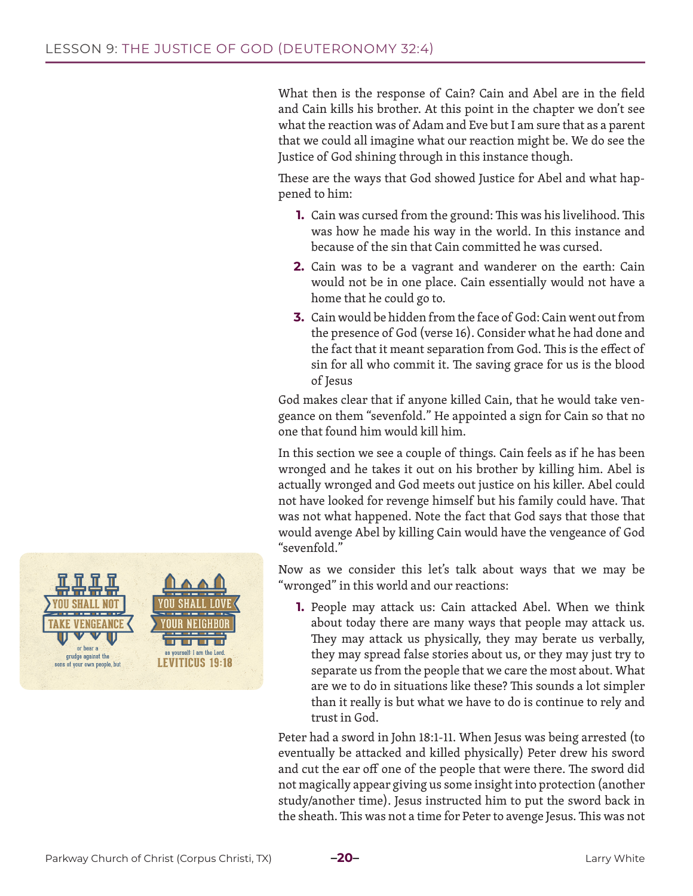What then is the response of Cain? Cain and Abel are in the field and Cain kills his brother. At this point in the chapter we don't see what the reaction was of Adam and Eve but I am sure that as a parent that we could all imagine what our reaction might be. We do see the Justice of God shining through in this instance though.

These are the ways that God showed Justice for Abel and what happened to him:

1. Cain was cursed from the ground: This was his livelihood. This was how he made his way in the world. In this instance and because of the sin that Cain committed he was cursed.
2. Cain was to be a vagrant and wanderer on the earth: Cain would not be in one place. Cain essentially would not have a home that he could go to.
3. Cain would be hidden from the face of God: Cain went out from the presence of God (verse 16). Consider what he had done and the fact that it meant separation from God. This is the effect of sin for all who commit it. The saving grace for us is the blood of Jesus

God makes clear that if anyone killed Cain, that he would take vengeance on them "sevenfold." He appointed a sign for Cain so that no one that found him would kill him.

In this section we see a couple of things. Cain feels as if he has been wronged and he takes it out on his brother by killing him. Abel is actually wronged and God meets out justice on his killer. Abel could not have looked for revenge himself but his family could have. That was not what happened. Note the fact that God says that those that would avenge Abel by killing Cain would have the vengeance of God "sevenfold."

YOU SHALL NOT TAKE VENGEANCE or bear a grudge against the sons of your own people, but YOU SHALL LOVE YOUR NEIGHBOR as yourself: I am the Lord. LEVITICUS 19:18

Now as we consider this let's talk about ways that we may be "wronged" in this world and our reactions:

1. People may attack us: Cain attacked Abel. When we think about today there are many ways that people may attack us. They may attack us physically, they may berate us verbally, they may spread false stories about us, or they may just try to separate us from the people that we care the most about. What are we to do in situations like these? This sounds a lot simpler than it really is but what we have to do is continue to rely and trust in God.

Peter had a sword in John 18:1-11. When Jesus was being arrested (to eventually be attacked and killed physically) Peter drew his sword and cut the ear off one of the people that were there. The sword did not magically appear giving us some insight into protection (another study/another time). Jesus instructed him to put the sword back in the sheath. This was not a time for Peter to avenge Jesus. This was not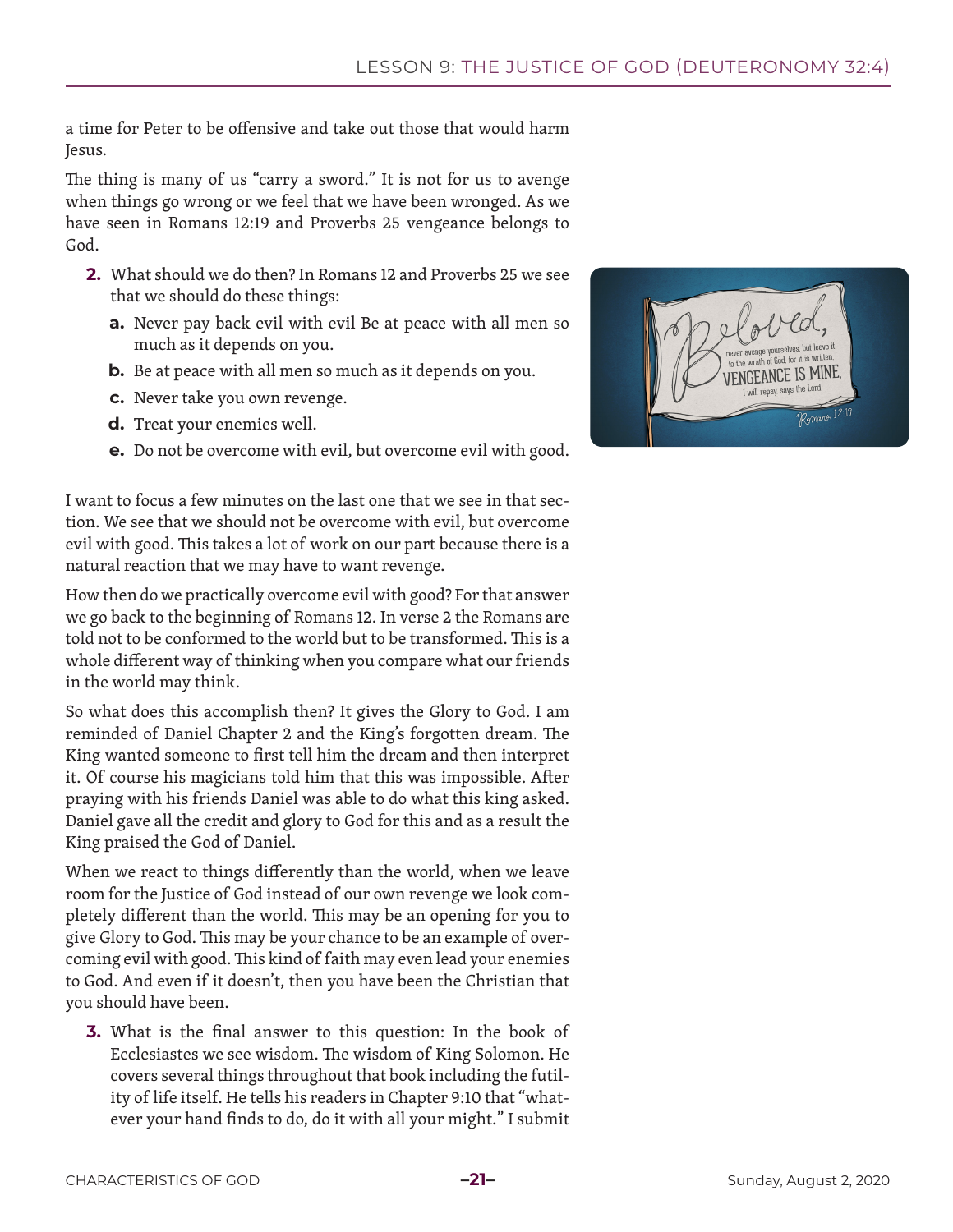a time for Peter to be offensive and take out those that would harm Jesus.

The thing is many of us "carry a sword." It is not for us to avenge when things go wrong or we feel that we have been wronged. As we have seen in Romans 12:19 and Proverbs 25 vengeance belongs to God.

2. What should we do then? In Romans 12 and Proverbs 25 we see that we should do these things:
    a. Never pay back evil with evil Be at peace with all men so much as it depends on you.
    b. Be at peace with all men so much as it depends on you.
    c. Never take you own revenge.
    d. Treat your enemies well.
    e. Do not be overcome with evil, but overcome evil with good.

I want to focus a few minutes on the last one that we see in that section. We see that we should not be overcome with evil, but overcome evil with good. This takes a lot of work on our part because there is a natural reaction that we may have to want revenge.

How then do we practically overcome evil with good? For that answer we go back to the beginning of Romans 12. In verse 2 the Romans are told not to be conformed to the world but to be transformed. This is a whole different way of thinking when you compare what our friends in the world may think.

So what does this accomplish then? It gives the Glory to God. I am reminded of Daniel Chapter 2 and the King's forgotten dream. The King wanted someone to first tell him the dream and then interpret it. Of course his magicians told him that this was impossible. After praying with his friends Daniel was able to do what this king asked. Daniel gave all the credit and glory to God for this and as a result the King praised the God of Daniel.

When we react to things differently than the world, when we leave room for the Justice of God instead of our own revenge we look completely different than the world. This may be an opening for you to give Glory to God. This may be your chance to be an example of overcoming evil with good. This kind of faith may even lead your enemies to God. And even if it doesn't, then you have been the Christian that you should have been.

3. What is the final answer to this question: In the book of Ecclesiastes we see wisdom. The wisdom of King Solomon. He covers several things throughout that book including the futility of life itself. He tells his readers in Chapter 9:10 that "whatever your hand finds to do, do it with all your might." I submit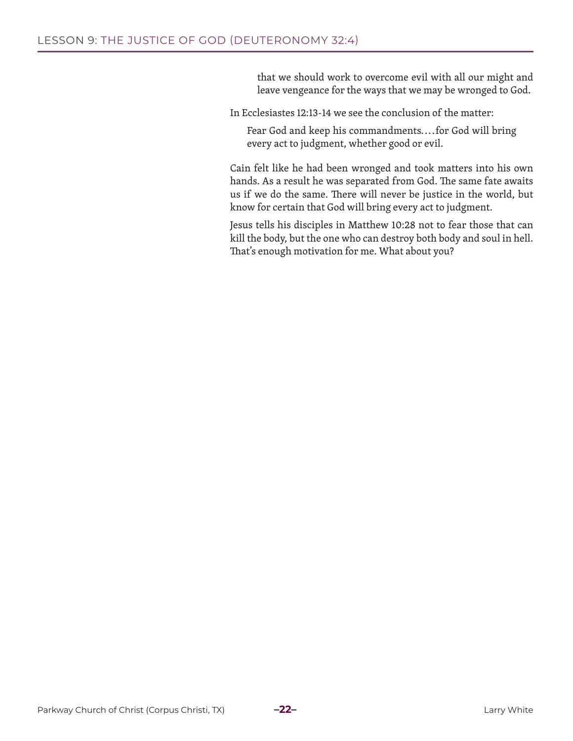> that we should work to overcome evil with all our might and leave vengeance for the ways that we may be wronged to God.

In Ecclesiastes 12:13-14 we see the conclusion of the matter:

> Fear God and keep his commandments. . . . for God will bring every act to judgment, whether good or evil.

Cain felt like he had been wronged and took matters into his own hands. As a result he was separated from God. The same fate awaits us if we do the same. There will never be justice in the world, but know for certain that God will bring every act to judgment.

Jesus tells his disciples in Matthew 10:28 not to fear those that can kill the body, but the one who can destroy both body and soul in hell. That's enough motivation for me. What about you?